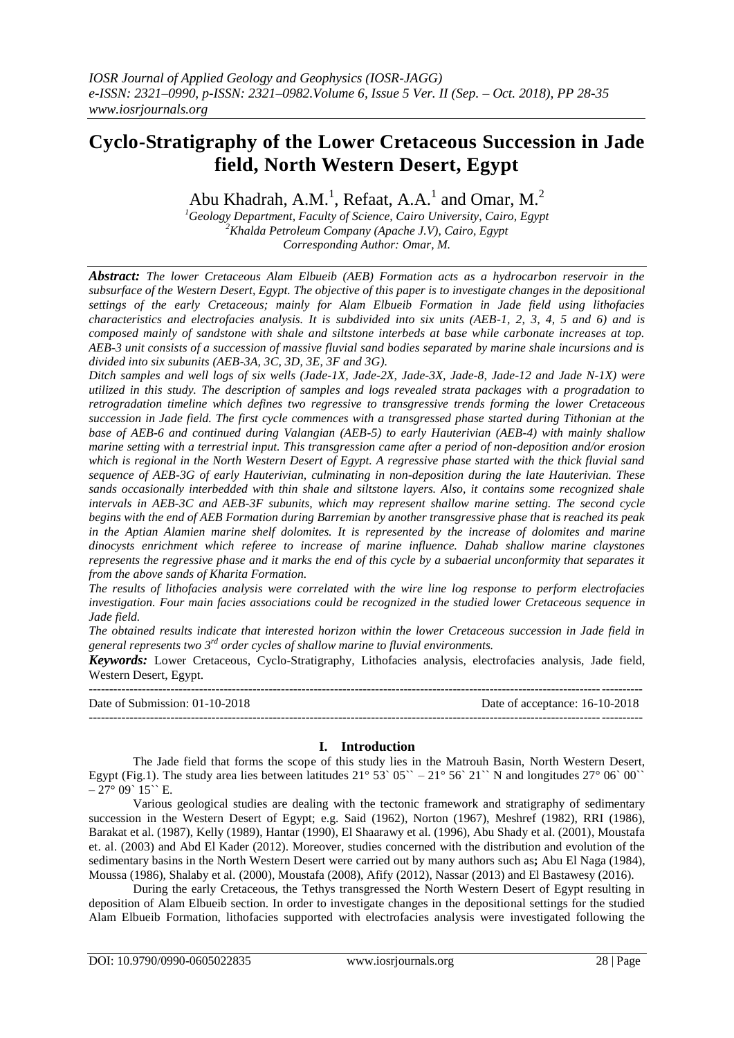# Cyclo-Stratigraphy of the Lower Cretaceous Succession in Jade field, North Western Desert, Egypt

Abu Khadrah, A.M.[1], Refaat, A.A.[1] and Omar, M.[2]

[1]Geology Department, Faculty of Science, Cairo University, Cairo, Egypt
[2]Khalda Petroleum Company (Apache J.V), Cairo, Egypt
Corresponding Author: Omar, M.

***Abstract:*** *The lower Cretaceous Alam Elbueib (AEB) Formation acts as a hydrocarbon reservoir in the subsurface of the Western Desert, Egypt. The objective of this paper is to investigate changes in the depositional settings of the early Cretaceous; mainly for Alam Elbueib Formation in Jade field using lithofacies characteristics and electrofacies analysis. It is subdivided into six units (AEB-1, 2, 3, 4, 5 and 6) and is composed mainly of sandstone with shale and siltstone interbeds at base while carbonate increases at top. AEB-3 unit consists of a succession of massive fluvial sand bodies separated by marine shale incursions and is divided into six subunits (AEB-3A, 3C, 3D, 3E, 3F and 3G).*

*Ditch samples and well logs of six wells (Jade-1X, Jade-2X, Jade-3X, Jade-8, Jade-12 and Jade N-1X) were utilized in this study. The description of samples and logs revealed strata packages with a progradation to retrogradation timeline which defines two regressive to transgressive trends forming the lower Cretaceous succession in Jade field. The first cycle commences with a transgressed phase started during Tithonian at the base of AEB-6 and continued during Valangian (AEB-5) to early Hauterivian (AEB-4) with mainly shallow marine setting with a terrestrial input. This transgression came after a period of non-deposition and/or erosion which is regional in the North Western Desert of Egypt. A regressive phase started with the thick fluvial sand sequence of AEB-3G of early Hauterivian, culminating in non-deposition during the late Hauterivian. These sands occasionally interbedded with thin shale and siltstone layers. Also, it contains some recognized shale intervals in AEB-3C and AEB-3F subunits, which may represent shallow marine setting. The second cycle begins with the end of AEB Formation during Barremian by another transgressive phase that is reached its peak in the Aptian Alamien marine shelf dolomites. It is represented by the increase of dolomites and marine dinocysts enrichment which referee to increase of marine influence. Dahab shallow marine claystones represents the regressive phase and it marks the end of this cycle by a subaerial unconformity that separates it from the above sands of Kharita Formation.*

*The results of lithofacies analysis were correlated with the wire line log response to perform electrofacies investigation. Four main facies associations could be recognized in the studied lower Cretaceous sequence in Jade field.*

*The obtained results indicate that interested horizon within the lower Cretaceous succession in Jade field in general represents two 3rd order cycles of shallow marine to fluvial environments.*

***Keywords:*** Lower Cretaceous, Cyclo-Stratigraphy, Lithofacies analysis, electrofacies analysis, Jade field, Western Desert, Egypt.

---

Date of Submission: 01-10-2018 | Date of acceptance: 16-10-2018

---

## I. Introduction

The Jade field that forms the scope of this study lies in the Matrouh Basin, North Western Desert, Egypt (Fig.1). The study area lies between latitudes 21° 53` 05`` – 21° 56` 21`` N and longitudes 27° 06` 00`` – 27° 09` 15`` E.

Various geological studies are dealing with the tectonic framework and stratigraphy of sedimentary succession in the Western Desert of Egypt; e.g. Said (1962), Norton (1967), Meshref (1982), RRI (1986), Barakat et al. (1987), Kelly (1989), Hantar (1990), El Shaarawy et al. (1996), Abu Shady et al. (2001), Moustafa et. al. (2003) and Abd El Kader (2012). Moreover, studies concerned with the distribution and evolution of the sedimentary basins in the North Western Desert were carried out by many authors such as**;** Abu El Naga (1984), Moussa (1986), Shalaby et al. (2000), Moustafa (2008), Afify (2012), Nassar (2013) and El Bastawesy (2016).

During the early Cretaceous, the Tethys transgressed the North Western Desert of Egypt resulting in deposition of Alam Elbueib section. In order to investigate changes in the depositional settings for the studied Alam Elbueib Formation, lithofacies supported with electrofacies analysis were investigated following the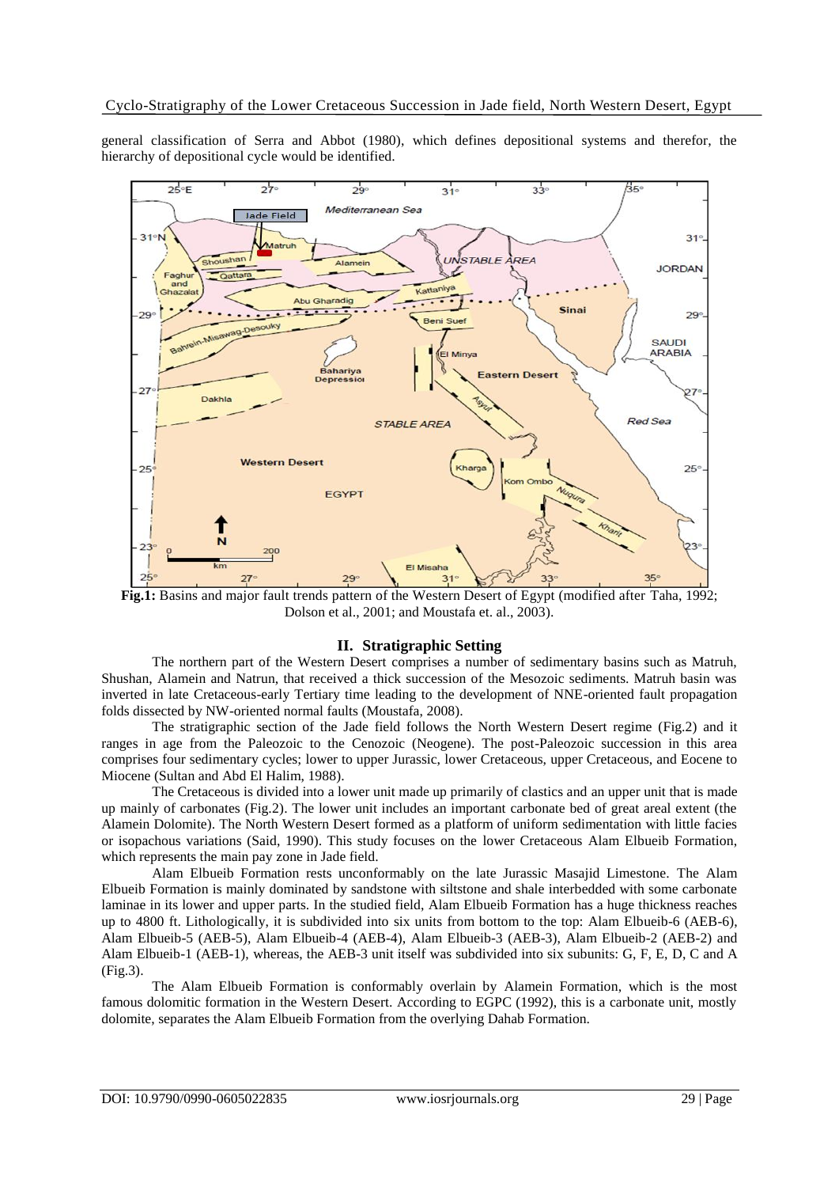general classification of Serra and Abbot (1980), which defines depositional systems and therefor, the hierarchy of depositional cycle would be identified.

**Fig.1:** Basins and major fault trends pattern of the Western Desert of Egypt (modified after Taha, 1992; Dolson et al., 2001; and Moustafa et. al., 2003).

## II. Stratigraphic Setting

The northern part of the Western Desert comprises a number of sedimentary basins such as Matruh, Shushan, Alamein and Natrun, that received a thick succession of the Mesozoic sediments. Matruh basin was inverted in late Cretaceous-early Tertiary time leading to the development of NNE-oriented fault propagation folds dissected by NW-oriented normal faults (Moustafa, 2008).

The stratigraphic section of the Jade field follows the North Western Desert regime (Fig.2) and it ranges in age from the Paleozoic to the Cenozoic (Neogene). The post-Paleozoic succession in this area comprises four sedimentary cycles; lower to upper Jurassic, lower Cretaceous, upper Cretaceous, and Eocene to Miocene (Sultan and Abd El Halim, 1988).

The Cretaceous is divided into a lower unit made up primarily of clastics and an upper unit that is made up mainly of carbonates (Fig.2). The lower unit includes an important carbonate bed of great areal extent (the Alamein Dolomite). The North Western Desert formed as a platform of uniform sedimentation with little facies or isopachous variations (Said, 1990). This study focuses on the lower Cretaceous Alam Elbueib Formation, which represents the main pay zone in Jade field.

Alam Elbueib Formation rests unconformably on the late Jurassic Masajid Limestone. The Alam Elbueib Formation is mainly dominated by sandstone with siltstone and shale interbedded with some carbonate laminae in its lower and upper parts. In the studied field, Alam Elbueib Formation has a huge thickness reaches up to 4800 ft. Lithologically, it is subdivided into six units from bottom to the top: Alam Elbueib-6 (AEB-6), Alam Elbueib-5 (AEB-5), Alam Elbueib-4 (AEB-4), Alam Elbueib-3 (AEB-3), Alam Elbueib-2 (AEB-2) and Alam Elbueib-1 (AEB-1), whereas, the AEB-3 unit itself was subdivided into six subunits: G, F, E, D, C and A (Fig.3).

The Alam Elbueib Formation is conformably overlain by Alamein Formation, which is the most famous dolomitic formation in the Western Desert. According to EGPC (1992), this is a carbonate unit, mostly dolomite, separates the Alam Elbueib Formation from the overlying Dahab Formation.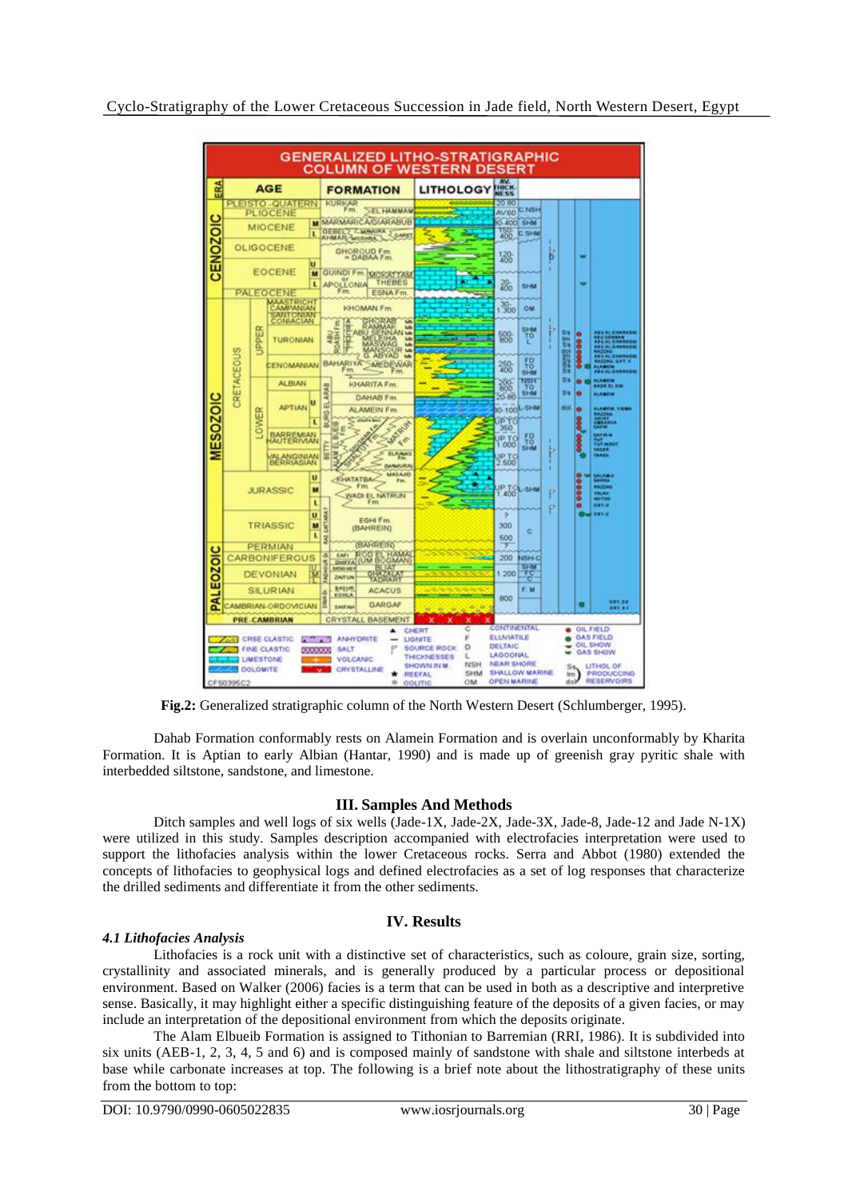**Fig.2:** Generalized stratigraphic column of the North Western Desert (Schlumberger, 1995).

Dahab Formation conformably rests on Alamein Formation and is overlain unconformably by Kharita Formation. It is Aptian to early Albian (Hantar, 1990) and is made up of greenish gray pyritic shale with interbedded siltstone, sandstone, and limestone.

## III. Samples And Methods

Ditch samples and well logs of six wells (Jade-1X, Jade-2X, Jade-3X, Jade-8, Jade-12 and Jade N-1X) were utilized in this study. Samples description accompanied with electrofacies interpretation were used to support the lithofacies analysis within the lower Cretaceous rocks. Serra and Abbot (1980) extended the concepts of lithofacies to geophysical logs and defined electrofacies as a set of log responses that characterize the drilled sediments and differentiate it from the other sediments.

## IV. Results

### *4.1 Lithofacies Analysis*

Lithofacies is a rock unit with a distinctive set of characteristics, such as coloure, grain size, sorting, crystallinity and associated minerals, and is generally produced by a particular process or depositional environment. Based on Walker (2006) facies is a term that can be used in both as a descriptive and interpretive sense. Basically, it may highlight either a specific distinguishing feature of the deposits of a given facies, or may include an interpretation of the depositional environment from which the deposits originate.

The Alam Elbueib Formation is assigned to Tithonian to Barremian (RRI, 1986). It is subdivided into six units (AEB-1, 2, 3, 4, 5 and 6) and is composed mainly of sandstone with shale and siltstone interbeds at base while carbonate increases at top. The following is a brief note about the lithostratigraphy of these units from the bottom to top: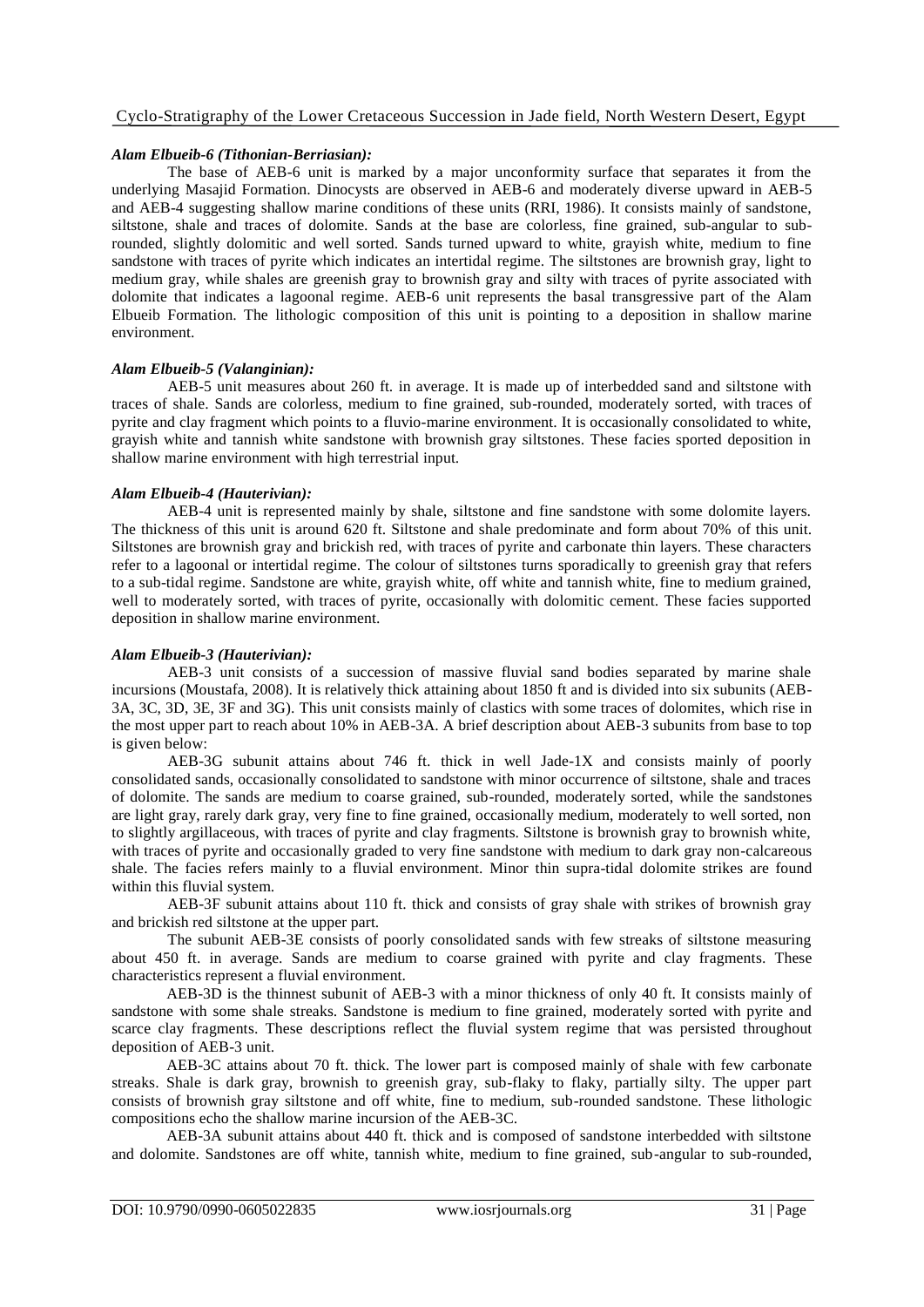#### *Alam Elbueib-6 (Tithonian-Berriasian):*

The base of AEB-6 unit is marked by a major unconformity surface that separates it from the underlying Masajid Formation. Dinocysts are observed in AEB-6 and moderately diverse upward in AEB-5 and AEB-4 suggesting shallow marine conditions of these units (RRI, 1986). It consists mainly of sandstone, siltstone, shale and traces of dolomite. Sands at the base are colorless, fine grained, sub-angular to sub-rounded, slightly dolomitic and well sorted. Sands turned upward to white, grayish white, medium to fine sandstone with traces of pyrite which indicates an intertidal regime. The siltstones are brownish gray, light to medium gray, while shales are greenish gray to brownish gray and silty with traces of pyrite associated with dolomite that indicates a lagoonal regime. AEB-6 unit represents the basal transgressive part of the Alam Elbueib Formation. The lithologic composition of this unit is pointing to a deposition in shallow marine environment.

#### *Alam Elbueib-5 (Valanginian):*

AEB-5 unit measures about 260 ft. in average. It is made up of interbedded sand and siltstone with traces of shale. Sands are colorless, medium to fine grained, sub-rounded, moderately sorted, with traces of pyrite and clay fragment which points to a fluvio-marine environment. It is occasionally consolidated to white, grayish white and tannish white sandstone with brownish gray siltstones. These facies sported deposition in shallow marine environment with high terrestrial input.

#### *Alam Elbueib-4 (Hauterivian):*

AEB-4 unit is represented mainly by shale, siltstone and fine sandstone with some dolomite layers. The thickness of this unit is around 620 ft. Siltstone and shale predominate and form about 70% of this unit. Siltstones are brownish gray and brickish red, with traces of pyrite and carbonate thin layers. These characters refer to a lagoonal or intertidal regime. The colour of siltstones turns sporadically to greenish gray that refers to a sub-tidal regime. Sandstone are white, grayish white, off white and tannish white, fine to medium grained, well to moderately sorted, with traces of pyrite, occasionally with dolomitic cement. These facies supported deposition in shallow marine environment.

#### *Alam Elbueib-3 (Hauterivian):*

AEB-3 unit consists of a succession of massive fluvial sand bodies separated by marine shale incursions (Moustafa, 2008). It is relatively thick attaining about 1850 ft and is divided into six subunits (AEB-3A, 3C, 3D, 3E, 3F and 3G). This unit consists mainly of clastics with some traces of dolomites, which rise in the most upper part to reach about 10% in AEB-3A. A brief description about AEB-3 subunits from base to top is given below:

AEB-3G subunit attains about 746 ft. thick in well Jade-1X and consists mainly of poorly consolidated sands, occasionally consolidated to sandstone with minor occurrence of siltstone, shale and traces of dolomite. The sands are medium to coarse grained, sub-rounded, moderately sorted, while the sandstones are light gray, rarely dark gray, very fine to fine grained, occasionally medium, moderately to well sorted, non to slightly argillaceous, with traces of pyrite and clay fragments. Siltstone is brownish gray to brownish white, with traces of pyrite and occasionally graded to very fine sandstone with medium to dark gray non-calcareous shale. The facies refers mainly to a fluvial environment. Minor thin supra-tidal dolomite strikes are found within this fluvial system.

AEB-3F subunit attains about 110 ft. thick and consists of gray shale with strikes of brownish gray and brickish red siltstone at the upper part.

The subunit AEB-3E consists of poorly consolidated sands with few streaks of siltstone measuring about 450 ft. in average. Sands are medium to coarse grained with pyrite and clay fragments. These characteristics represent a fluvial environment.

AEB-3D is the thinnest subunit of AEB-3 with a minor thickness of only 40 ft. It consists mainly of sandstone with some shale streaks. Sandstone is medium to fine grained, moderately sorted with pyrite and scarce clay fragments. These descriptions reflect the fluvial system regime that was persisted throughout deposition of AEB-3 unit.

AEB-3C attains about 70 ft. thick. The lower part is composed mainly of shale with few carbonate streaks. Shale is dark gray, brownish to greenish gray, sub-flaky to flaky, partially silty. The upper part consists of brownish gray siltstone and off white, fine to medium, sub-rounded sandstone. These lithologic compositions echo the shallow marine incursion of the AEB-3C.

AEB-3A subunit attains about 440 ft. thick and is composed of sandstone interbedded with siltstone and dolomite. Sandstones are off white, tannish white, medium to fine grained, sub-angular to sub-rounded,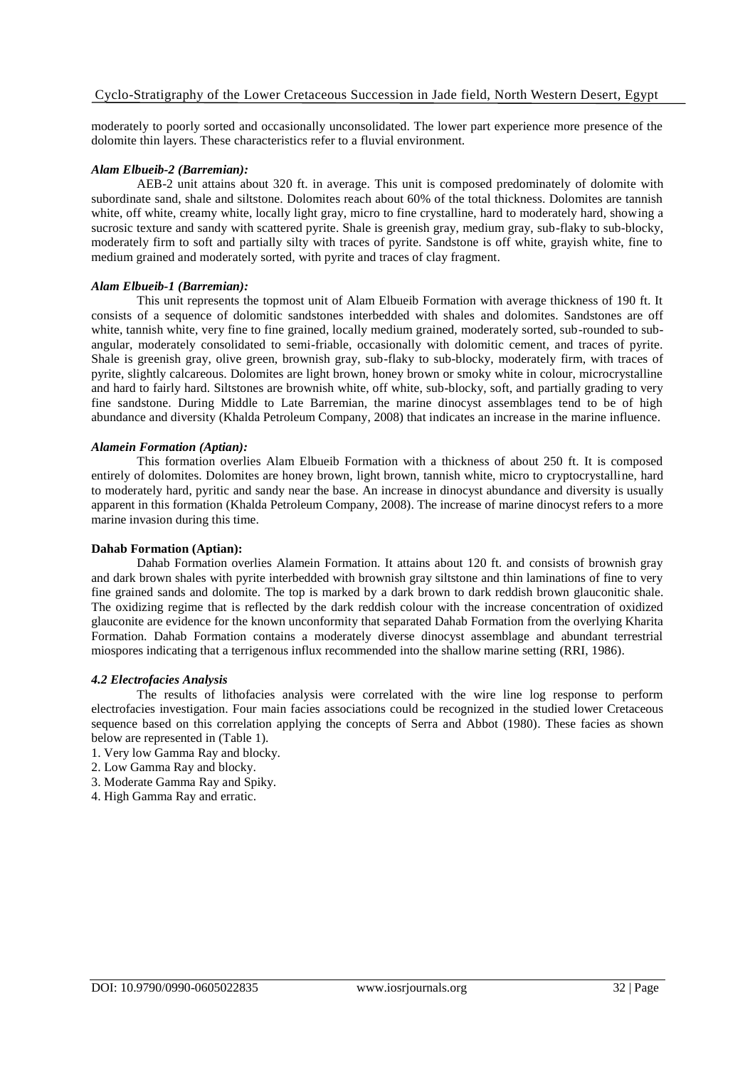moderately to poorly sorted and occasionally unconsolidated. The lower part experience more presence of the dolomite thin layers. These characteristics refer to a fluvial environment.

#### *Alam Elbueib-2 (Barremian):*

AEB-2 unit attains about 320 ft. in average. This unit is composed predominately of dolomite with subordinate sand, shale and siltstone. Dolomites reach about 60% of the total thickness. Dolomites are tannish white, off white, creamy white, locally light gray, micro to fine crystalline, hard to moderately hard, showing a sucrosic texture and sandy with scattered pyrite. Shale is greenish gray, medium gray, sub-flaky to sub-blocky, moderately firm to soft and partially silty with traces of pyrite. Sandstone is off white, grayish white, fine to medium grained and moderately sorted, with pyrite and traces of clay fragment.

#### *Alam Elbueib-1 (Barremian):*

This unit represents the topmost unit of Alam Elbueib Formation with average thickness of 190 ft. It consists of a sequence of dolomitic sandstones interbedded with shales and dolomites. Sandstones are off white, tannish white, very fine to fine grained, locally medium grained, moderately sorted, sub-rounded to sub-angular, moderately consolidated to semi-friable, occasionally with dolomitic cement, and traces of pyrite. Shale is greenish gray, olive green, brownish gray, sub-flaky to sub-blocky, moderately firm, with traces of pyrite, slightly calcareous. Dolomites are light brown, honey brown or smoky white in colour, microcrystalline and hard to fairly hard. Siltstones are brownish white, off white, sub-blocky, soft, and partially grading to very fine sandstone. During Middle to Late Barremian, the marine dinocyst assemblages tend to be of high abundance and diversity (Khalda Petroleum Company, 2008) that indicates an increase in the marine influence.

#### *Alamein Formation (Aptian):*

This formation overlies Alam Elbueib Formation with a thickness of about 250 ft. It is composed entirely of dolomites. Dolomites are honey brown, light brown, tannish white, micro to cryptocrystalline, hard to moderately hard, pyritic and sandy near the base. An increase in dinocyst abundance and diversity is usually apparent in this formation (Khalda Petroleum Company, 2008). The increase of marine dinocyst refers to a more marine invasion during this time.

#### **Dahab Formation (Aptian):**

Dahab Formation overlies Alamein Formation. It attains about 120 ft. and consists of brownish gray and dark brown shales with pyrite interbedded with brownish gray siltstone and thin laminations of fine to very fine grained sands and dolomite. The top is marked by a dark brown to dark reddish brown glauconitic shale. The oxidizing regime that is reflected by the dark reddish colour with the increase concentration of oxidized glauconite are evidence for the known unconformity that separated Dahab Formation from the overlying Kharita Formation. Dahab Formation contains a moderately diverse dinocyst assemblage and abundant terrestrial miospores indicating that a terrigenous influx recommended into the shallow marine setting (RRI, 1986).

### *4.2 Electrofacies Analysis*

The results of lithofacies analysis were correlated with the wire line log response to perform electrofacies investigation. Four main facies associations could be recognized in the studied lower Cretaceous sequence based on this correlation applying the concepts of Serra and Abbot (1980). These facies as shown below are represented in (Table 1).

1. Very low Gamma Ray and blocky.
2. Low Gamma Ray and blocky.
3. Moderate Gamma Ray and Spiky.
4. High Gamma Ray and erratic.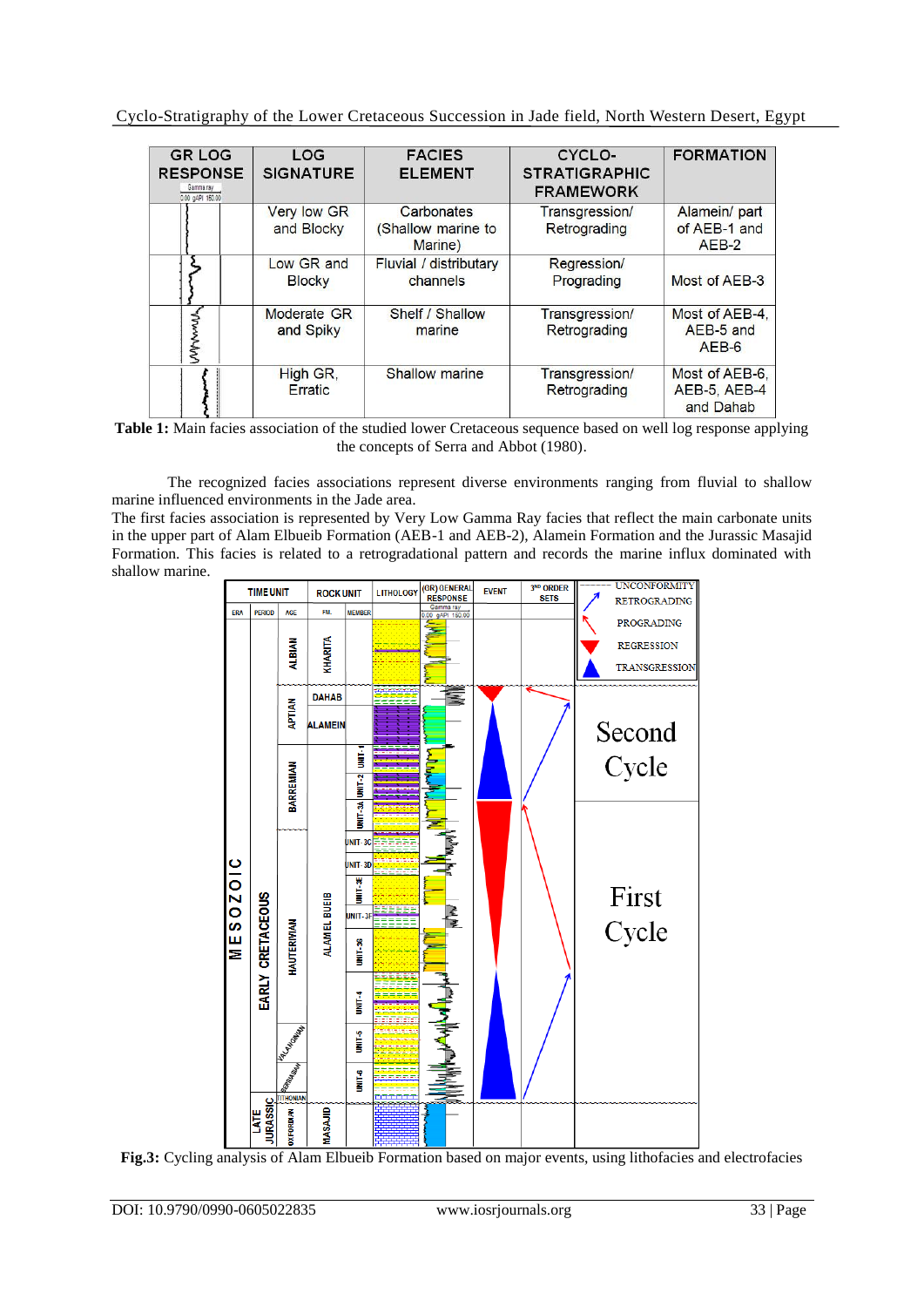| GR LOG RESPONSE | LOG SIGNATURE | FACIES ELEMENT | CYCLO-STRATIGRAPHIC FRAMEWORK | FORMATION |
|---|---|---|---|---|
| | Very low GR and Blocky | Carbonates (Shallow marine to Marine) | Transgression/ Retrograding | Alamein/ part of AEB-1 and AEB-2 |
| | Low GR and Blocky | Fluvial / distributary channels | Regression/ Prograding | Most of AEB-3 |
| | Moderate GR and Spiky | Shelf / Shallow marine | Transgression/ Retrograding | Most of AEB-4, AEB-5 and AEB-6 |
| | High GR, Erratic | Shallow marine | Transgression/ Retrograding | Most of AEB-6, AEB-5, AEB-4 and Dahab |

**Table 1:** Main facies association of the studied lower Cretaceous sequence based on well log response applying the concepts of Serra and Abbot (1980).

The recognized facies associations represent diverse environments ranging from fluvial to shallow marine influenced environments in the Jade area.

The first facies association is represented by Very Low Gamma Ray facies that reflect the main carbonate units in the upper part of Alam Elbueib Formation (AEB-1 and AEB-2), Alamein Formation and the Jurassic Masajid Formation. This facies is related to a retrogradational pattern and records the marine influx dominated with shallow marine.

**Fig.3:** Cycling analysis of Alam Elbueib Formation based on major events, using lithofacies and electrofacies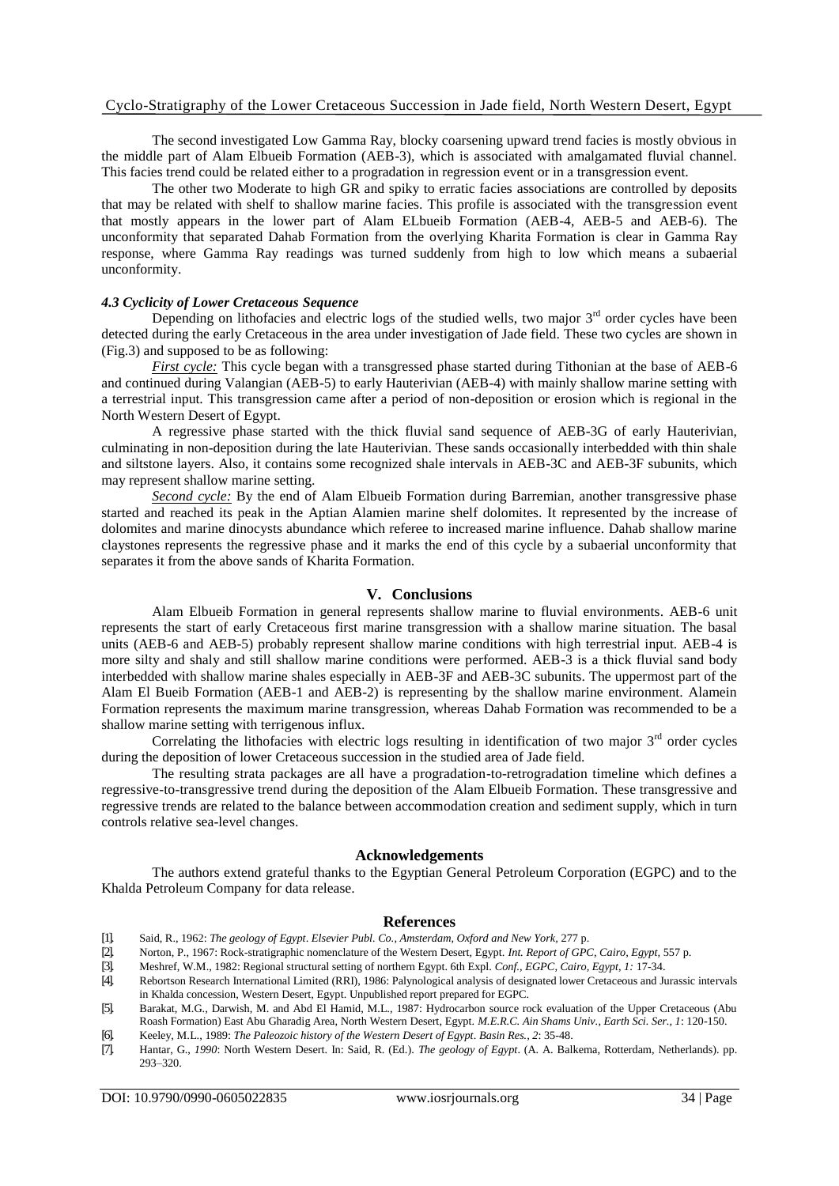The second investigated Low Gamma Ray, blocky coarsening upward trend facies is mostly obvious in the middle part of Alam Elbueib Formation (AEB-3), which is associated with amalgamated fluvial channel. This facies trend could be related either to a progradation in regression event or in a transgression event.

The other two Moderate to high GR and spiky to erratic facies associations are controlled by deposits that may be related with shelf to shallow marine facies. This profile is associated with the transgression event that mostly appears in the lower part of Alam ELbueib Formation (AEB-4, AEB-5 and AEB-6). The unconformity that separated Dahab Formation from the overlying Kharita Formation is clear in Gamma Ray response, where Gamma Ray readings was turned suddenly from high to low which means a subaerial unconformity.

#### *4.3 Cyclicity of Lower Cretaceous Sequence*

Depending on lithofacies and electric logs of the studied wells, two major 3rd order cycles have been detected during the early Cretaceous in the area under investigation of Jade field. These two cycles are shown in (Fig.3) and supposed to be as following:

*First cycle:* This cycle began with a transgressed phase started during Tithonian at the base of AEB-6 and continued during Valangian (AEB-5) to early Hauterivian (AEB-4) with mainly shallow marine setting with a terrestrial input. This transgression came after a period of non-deposition or erosion which is regional in the North Western Desert of Egypt.

A regressive phase started with the thick fluvial sand sequence of AEB-3G of early Hauterivian, culminating in non-deposition during the late Hauterivian. These sands occasionally interbedded with thin shale and siltstone layers. Also, it contains some recognized shale intervals in AEB-3C and AEB-3F subunits, which may represent shallow marine setting.

*Second cycle:* By the end of Alam Elbueib Formation during Barremian, another transgressive phase started and reached its peak in the Aptian Alamien marine shelf dolomites. It represented by the increase of dolomites and marine dinocysts abundance which referee to increased marine influence. Dahab shallow marine claystones represents the regressive phase and it marks the end of this cycle by a subaerial unconformity that separates it from the above sands of Kharita Formation.

## V. Conclusions

Alam Elbueib Formation in general represents shallow marine to fluvial environments. AEB-6 unit represents the start of early Cretaceous first marine transgression with a shallow marine situation. The basal units (AEB-6 and AEB-5) probably represent shallow marine conditions with high terrestrial input. AEB-4 is more silty and shaly and still shallow marine conditions were performed. AEB-3 is a thick fluvial sand body interbedded with shallow marine shales especially in AEB-3F and AEB-3C subunits. The uppermost part of the Alam El Bueib Formation (AEB-1 and AEB-2) is representing by the shallow marine environment. Alamein Formation represents the maximum marine transgression, whereas Dahab Formation was recommended to be a shallow marine setting with terrigenous influx.

Correlating the lithofacies with electric logs resulting in identification of two major 3rd order cycles during the deposition of lower Cretaceous succession in the studied area of Jade field.

The resulting strata packages are all have a progradation-to-retrogradation timeline which defines a regressive-to-transgressive trend during the deposition of the Alam Elbueib Formation. These transgressive and regressive trends are related to the balance between accommodation creation and sediment supply, which in turn controls relative sea-level changes.

## Acknowledgements

The authors extend grateful thanks to the Egyptian General Petroleum Corporation (EGPC) and to the Khalda Petroleum Company for data release.

## References

[1]. Said, R., 1962: *The geology of Egypt*. *Elsevier Publ. Co., Amsterdam, Oxford and New York*, 277 p.

[2]. Norton, P., 1967: Rock-stratigraphic nomenclature of the Western Desert, Egypt. *Int. Report of GPC, Cairo, Egypt*, 557 p.

[3]. Meshref, W.M., 1982: Regional structural setting of northern Egypt. 6th Expl. *Conf., EGPC, Cairo, Egypt, 1:* 17-34.

[4]. Rebortson Research International Limited (RRI), 1986: Palynological analysis of designated lower Cretaceous and Jurassic intervals in Khalda concession, Western Desert, Egypt. Unpublished report prepared for EGPC.

[5]. Barakat, M.G., Darwish, M. and Abd El Hamid, M.L., 1987: Hydrocarbon source rock evaluation of the Upper Cretaceous (Abu Roash Formation) East Abu Gharadig Area, North Western Desert, Egypt. *M.E.R.C. Ain Shams Univ., Earth Sci. Ser., 1*: 120-150.

[6]. Keeley, M.L., 1989: *The Paleozoic history of the Western Desert of Egypt*. *Basin Res., 2*: 35-48.

[7]. Hantar, G., *1990*: North Western Desert. In: Said, R. (Ed.). *The geology of Egypt*. (A. A. Balkema, Rotterdam, Netherlands). pp. 293–320.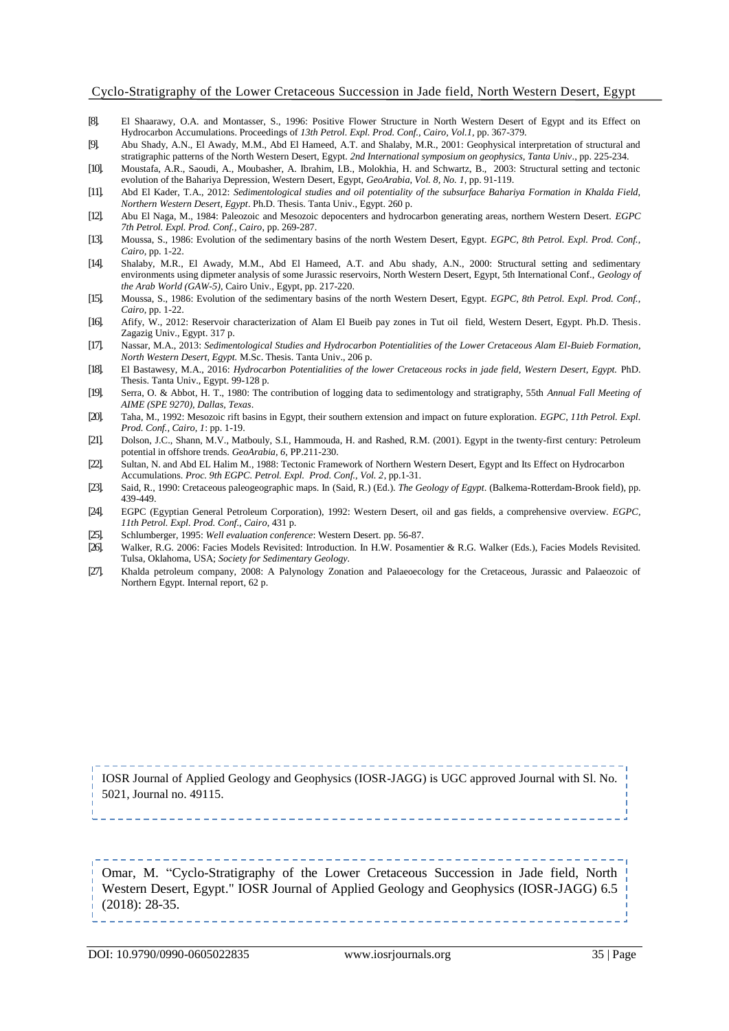[8]. El Shaarawy, O.A. and Montasser, S., 1996: Positive Flower Structure in North Western Desert of Egypt and its Effect on Hydrocarbon Accumulations. Proceedings of *13th Petrol. Expl. Prod. Conf., Cairo, Vol.1*, pp. 367-379.

[9]. Abu Shady, A.N., El Awady, M.M., Abd El Hameed, A.T. and Shalaby, M.R., 2001: Geophysical interpretation of structural and stratigraphic patterns of the North Western Desert, Egypt. *2nd International symposium on geophysics, Tanta Univ*., pp. 225-234.

[10]. Moustafa, A.R., Saoudi, A., Moubasher, A. Ibrahim, I.B., Molokhia, H. and Schwartz, B., 2003: Structural setting and tectonic evolution of the Bahariya Depression, Western Desert, Egypt, *GeoArabia, Vol. 8, No. 1*, pp. 91-119.

[11]. Abd El Kader, T.A., 2012: *Sedimentological studies and oil potentiality of the subsurface Bahariya Formation in Khalda Field, Northern Western Desert, Egypt*. Ph.D. Thesis. Tanta Univ., Egypt. 260 p.

[12]. Abu El Naga, M., 1984: Paleozoic and Mesozoic depocenters and hydrocarbon generating areas, northern Western Desert. *EGPC 7th Petrol. Expl. Prod. Conf., Cairo*, pp. 269-287.

[13]. Moussa, S., 1986: Evolution of the sedimentary basins of the north Western Desert, Egypt. *EGPC, 8th Petrol. Expl. Prod. Conf., Cairo*, pp. 1-22.

[14]. Shalaby, M.R., El Awady, M.M., Abd El Hameed, A.T. and Abu shady, A.N., 2000: Structural setting and sedimentary environments using dipmeter analysis of some Jurassic reservoirs, North Western Desert, Egypt, 5th International Conf., *Geology of the Arab World (GAW-5)*, Cairo Univ., Egypt, pp. 217-220.

[15]. Moussa, S., 1986: Evolution of the sedimentary basins of the north Western Desert, Egypt. *EGPC, 8th Petrol. Expl. Prod. Conf., Cairo*, pp. 1-22.

[16]. Afify, W., 2012: Reservoir characterization of Alam El Bueib pay zones in Tut oil field, Western Desert, Egypt. Ph.D. Thesis. Zagazig Univ., Egypt. 317 p.

[17]. Nassar, M.A., 2013: *Sedimentological Studies and Hydrocarbon Potentialities of the Lower Cretaceous Alam El-Buieb Formation, North Western Desert, Egypt.* M.Sc. Thesis. Tanta Univ., 206 p.

[18]. El Bastawesy, M.A., 2016: *Hydrocarbon Potentialities of the lower Cretaceous rocks in jade field, Western Desert, Egypt.* PhD. Thesis. Tanta Univ., Egypt. 99-128 p.

[19]. Serra, O. & Abbot, H. T., 1980: The contribution of logging data to sedimentology and stratigraphy, 55th *Annual Fall Meeting of AIME (SPE 9270), Dallas, Texas*.

[20]. Taha, M., 1992: Mesozoic rift basins in Egypt, their southern extension and impact on future exploration. *EGPC, 11th Petrol. Expl. Prod. Conf., Cairo, 1*: pp. 1-19.

[21]. Dolson, J.C., Shann, M.V., Matbouly, S.I., Hammouda, H. and Rashed, R.M. (2001). Egypt in the twenty-first century: Petroleum potential in offshore trends. *GeoArabia, 6*, PP.211-230.

[22]. Sultan, N. and Abd EL Halim M., 1988: Tectonic Framework of Northern Western Desert, Egypt and Its Effect on Hydrocarbon Accumulations. *Proc. 9th EGPC. Petrol. Expl. Prod. Conf., Vol. 2*, pp.1-31.

[23]. Said, R., 1990: Cretaceous paleogeographic maps. In (Said, R.) (Ed.). *The Geology of Egypt*. (Balkema-Rotterdam-Brook field), pp. 439-449.

[24]. EGPC (Egyptian General Petroleum Corporation), 1992: Western Desert, oil and gas fields, a comprehensive overview. *EGPC, 11th Petrol. Expl. Prod. Conf., Cairo*, 431 p.

[25]. Schlumberger, 1995: *Well evaluation conference*: Western Desert. pp. 56-87.

[26]. Walker, R.G. 2006: Facies Models Revisited: Introduction. In H.W. Posamentier & R.G. Walker (Eds.), Facies Models Revisited. Tulsa, Oklahoma, USA; *Society for Sedimentary Geology*.

[27]. Khalda petroleum company, 2008: A Palynology Zonation and Palaeoecology for the Cretaceous, Jurassic and Palaeozoic of Northern Egypt. Internal report, 62 p.

IOSR Journal of Applied Geology and Geophysics (IOSR-JAGG) is UGC approved Journal with Sl. No. 5021, Journal no. 49115.

Omar, M. "Cyclo-Stratigraphy of the Lower Cretaceous Succession in Jade field, North Western Desert, Egypt." IOSR Journal of Applied Geology and Geophysics (IOSR-JAGG) 6.5 (2018): 28-35.